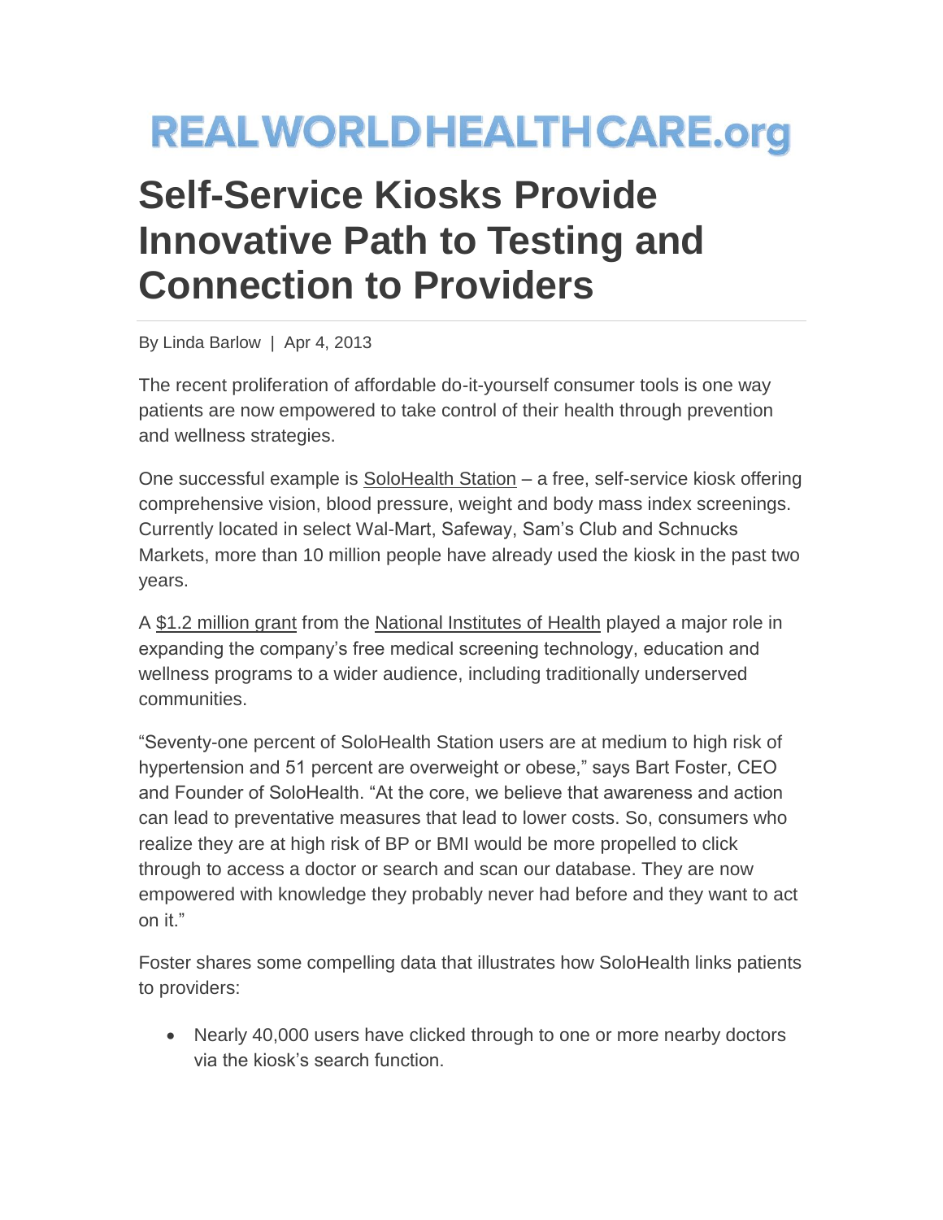REALWORLDHEALTHCARE.org

# Self-Service Kiosks Provide Innovative Path to Testing and Connection to Providers

By Linda Barlow | Apr 4, 2013

The recent proliferation of affordable do-it-yourself consumer tools is one way patients are now empowered to take control of their health through prevention and wellness strategies.

One successful example is SoloHealth Station – a free, self-service kiosk offering comprehensive vision, blood pressure, weight and body mass index screenings. Currently located in select Wal-Mart, Safeway, Sam's Club and Schnucks Markets, more than 10 million people have already used the kiosk in the past two years.

A $1.2 million grant from the National Institutes of Health played a major role in expanding the company's free medical screening technology, education and wellness programs to a wider audience, including traditionally underserved communities.

"Seventy-one percent of SoloHealth Station users are at medium to high risk of hypertension and 51 percent are overweight or obese," says Bart Foster, CEO and Founder of SoloHealth. "At the core, we believe that awareness and action can lead to preventative measures that lead to lower costs. So, consumers who realize they are at high risk of BP or BMI would be more propelled to click through to access a doctor or search and scan our database. They are now empowered with knowledge they probably never had before and they want to act on it."

Foster shares some compelling data that illustrates how SoloHealth links patients to providers:

- Nearly 40,000 users have clicked through to one or more nearby doctors via the kiosk's search function.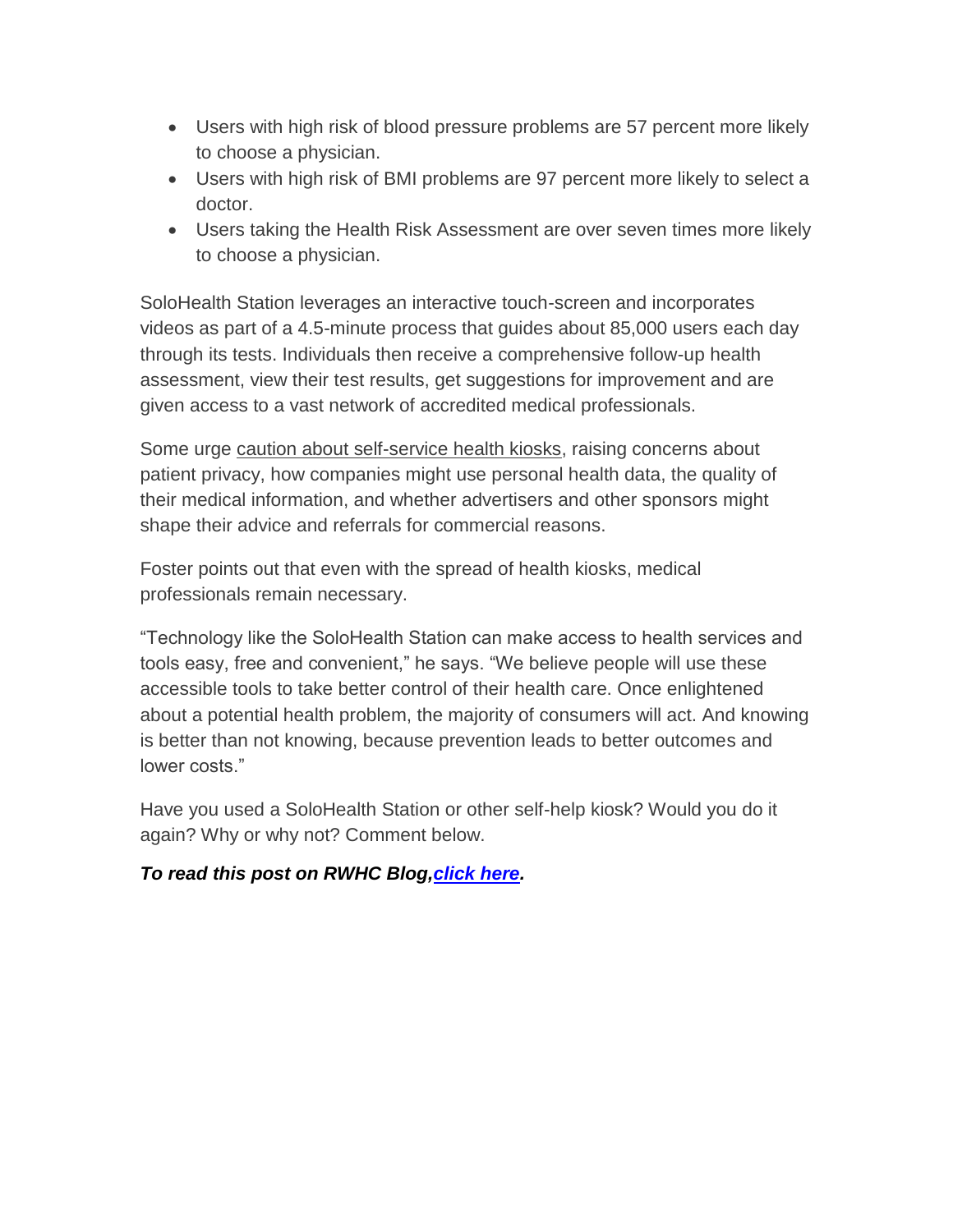- Users with high risk of blood pressure problems are 57 percent more likely to choose a physician.
- Users with high risk of BMI problems are 97 percent more likely to select a doctor.
- Users taking the Health Risk Assessment are over seven times more likely to choose a physician.

SoloHealth Station leverages an interactive touch-screen and incorporates videos as part of a 4.5-minute process that guides about 85,000 users each day through its tests. Individuals then receive a comprehensive follow-up health assessment, view their test results, get suggestions for improvement and are given access to a vast network of accredited medical professionals.

Some urge caution about self-service health kiosks, raising concerns about patient privacy, how companies might use personal health data, the quality of their medical information, and whether advertisers and other sponsors might shape their advice and referrals for commercial reasons.

Foster points out that even with the spread of health kiosks, medical professionals remain necessary.

"Technology like the SoloHealth Station can make access to health services and tools easy, free and convenient," he says. "We believe people will use these accessible tools to take better control of their health care. Once enlightened about a potential health problem, the majority of consumers will act. And knowing is better than not knowing, because prevention leads to better outcomes and lower costs."

Have you used a SoloHealth Station or other self-help kiosk? Would you do it again? Why or why not? Comment below.

***To read this post on RWHC Blog, click here.***